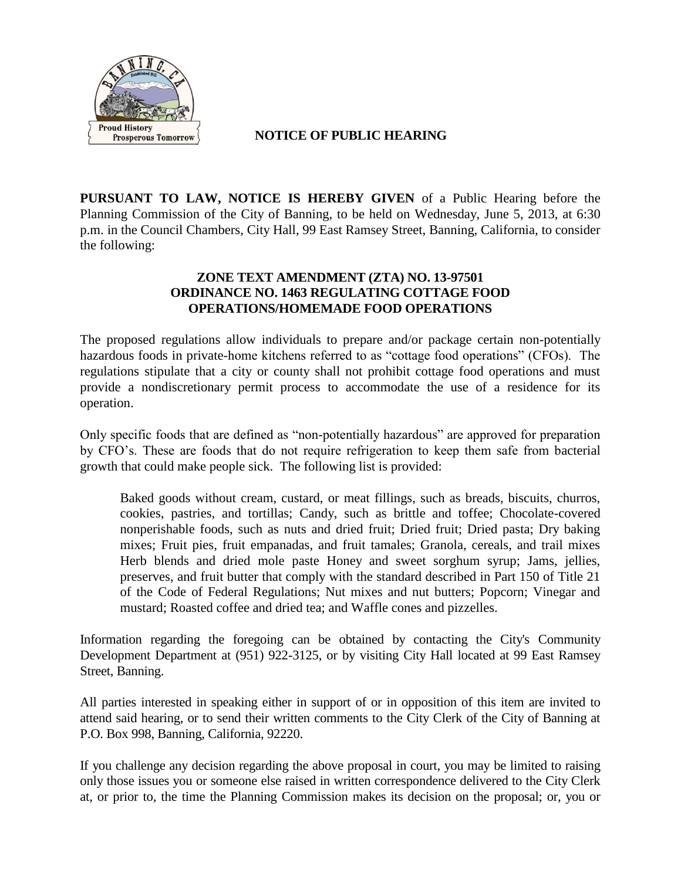# NOTICE OF PUBLIC HEARING

**PURSUANT TO LAW, NOTICE IS HEREBY GIVEN** of a Public Hearing before the Planning Commission of the City of Banning, to be held on Wednesday, June 5, 2013, at 6:30 p.m. in the Council Chambers, City Hall, 99 East Ramsey Street, Banning, California, to consider the following:

## ZONE TEXT AMENDMENT (ZTA) NO. 13-97501 ORDINANCE NO. 1463 REGULATING COTTAGE FOOD OPERATIONS/HOMEMADE FOOD OPERATIONS

The proposed regulations allow individuals to prepare and/or package certain non-potentially hazardous foods in private-home kitchens referred to as "cottage food operations" (CFOs). The regulations stipulate that a city or county shall not prohibit cottage food operations and must provide a nondiscretionary permit process to accommodate the use of a residence for its operation.

Only specific foods that are defined as "non-potentially hazardous" are approved for preparation by CFO's. These are foods that do not require refrigeration to keep them safe from bacterial growth that could make people sick. The following list is provided:

> Baked goods without cream, custard, or meat fillings, such as breads, biscuits, churros, cookies, pastries, and tortillas; Candy, such as brittle and toffee; Chocolate-covered nonperishable foods, such as nuts and dried fruit; Dried fruit; Dried pasta; Dry baking mixes; Fruit pies, fruit empanadas, and fruit tamales; Granola, cereals, and trail mixes Herb blends and dried mole paste Honey and sweet sorghum syrup; Jams, jellies, preserves, and fruit butter that comply with the standard described in Part 150 of Title 21 of the Code of Federal Regulations; Nut mixes and nut butters; Popcorn; Vinegar and mustard; Roasted coffee and dried tea; and Waffle cones and pizzelles.

Information regarding the foregoing can be obtained by contacting the City's Community Development Department at (951) 922-3125, or by visiting City Hall located at 99 East Ramsey Street, Banning.

All parties interested in speaking either in support of or in opposition of this item are invited to attend said hearing, or to send their written comments to the City Clerk of the City of Banning at P.O. Box 998, Banning, California, 92220.

If you challenge any decision regarding the above proposal in court, you may be limited to raising only those issues you or someone else raised in written correspondence delivered to the City Clerk at, or prior to, the time the Planning Commission makes its decision on the proposal; or, you or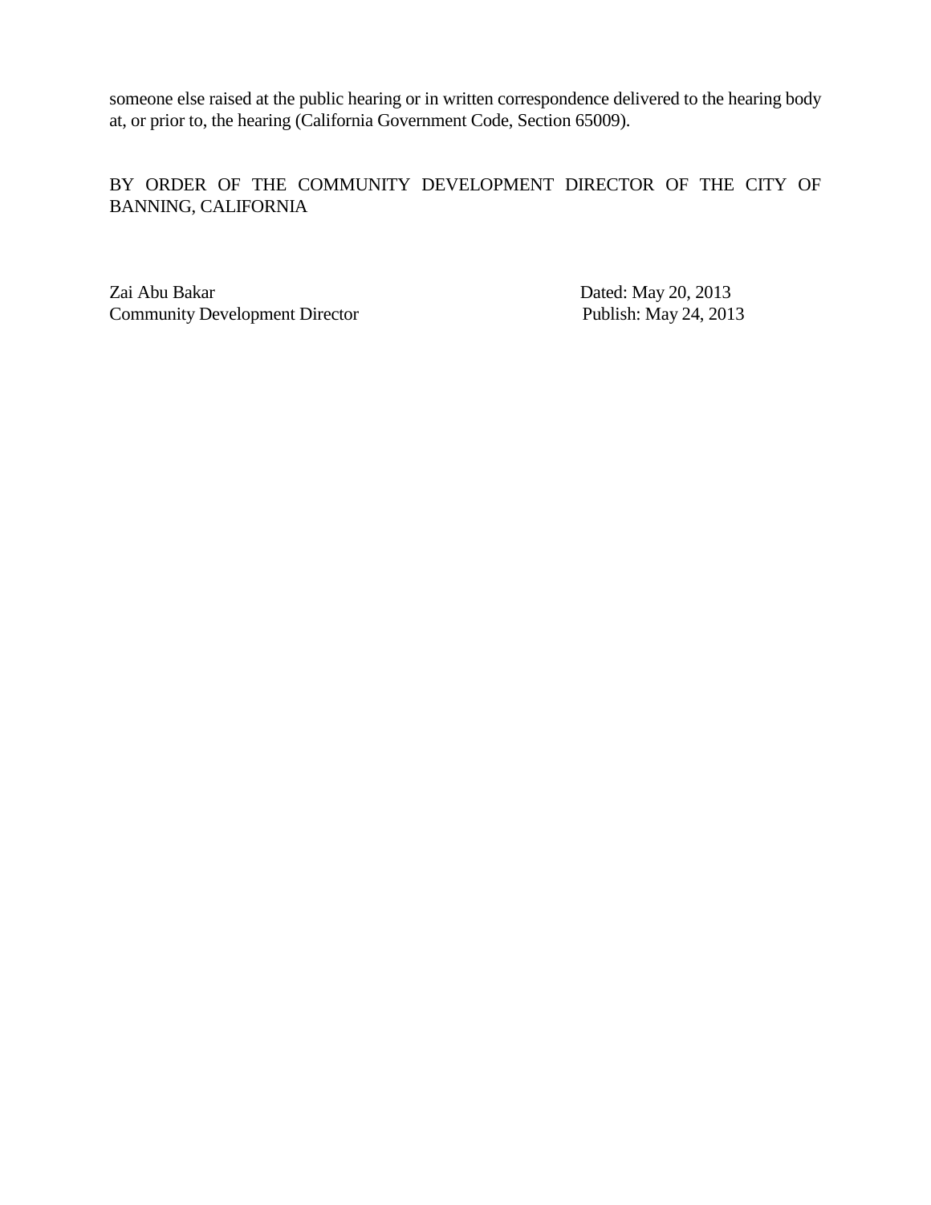someone else raised at the public hearing or in written correspondence delivered to the hearing body at, or prior to, the hearing (California Government Code, Section 65009).

BY ORDER OF THE COMMUNITY DEVELOPMENT DIRECTOR OF THE CITY OF BANNING, CALIFORNIA

Zai Abu Bakar
Community Development Director

Dated: May 20, 2013
Publish: May 24, 2013